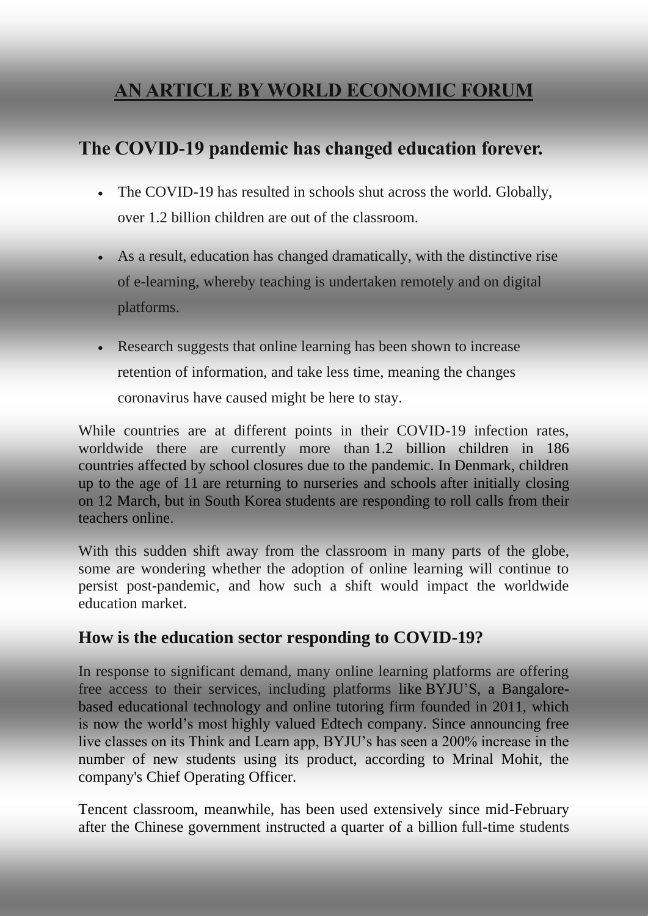# AN ARTICLE BY WORLD ECONOMIC FORUM

## The COVID-19 pandemic has changed education forever.

- The COVID-19 has resulted in schools shut across the world. Globally, over 1.2 billion children are out of the classroom.
- As a result, education has changed dramatically, with the distinctive rise of e-learning, whereby teaching is undertaken remotely and on digital platforms.
- Research suggests that online learning has been shown to increase retention of information, and take less time, meaning the changes coronavirus have caused might be here to stay.

While countries are at different points in their COVID-19 infection rates, worldwide there are currently more than 1.2 billion children in 186 countries affected by school closures due to the pandemic. In Denmark, children up to the age of 11 are returning to nurseries and schools after initially closing on 12 March, but in South Korea students are responding to roll calls from their teachers online.

With this sudden shift away from the classroom in many parts of the globe, some are wondering whether the adoption of online learning will continue to persist post-pandemic, and how such a shift would impact the worldwide education market.

### How is the education sector responding to COVID-19?

In response to significant demand, many online learning platforms are offering free access to their services, including platforms like BYJU'S, a Bangalore-based educational technology and online tutoring firm founded in 2011, which is now the world's most highly valued Edtech company. Since announcing free live classes on its Think and Learn app, BYJU's has seen a 200% increase in the number of new students using its product, according to Mrinal Mohit, the company's Chief Operating Officer.

Tencent classroom, meanwhile, has been used extensively since mid-February after the Chinese government instructed a quarter of a billion full-time students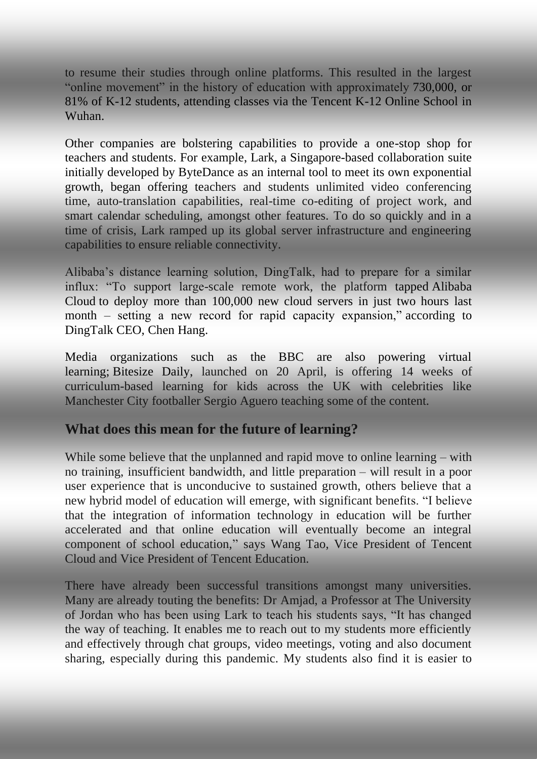to resume their studies through online platforms. This resulted in the largest "online movement" in the history of education with approximately 730,000, or 81% of K-12 students, attending classes via the Tencent K-12 Online School in Wuhan.

Other companies are bolstering capabilities to provide a one-stop shop for teachers and students. For example, Lark, a Singapore-based collaboration suite initially developed by ByteDance as an internal tool to meet its own exponential growth, began offering teachers and students unlimited video conferencing time, auto-translation capabilities, real-time co-editing of project work, and smart calendar scheduling, amongst other features. To do so quickly and in a time of crisis, Lark ramped up its global server infrastructure and engineering capabilities to ensure reliable connectivity.

Alibaba's distance learning solution, DingTalk, had to prepare for a similar influx: "To support large-scale remote work, the platform tapped Alibaba Cloud to deploy more than 100,000 new cloud servers in just two hours last month – setting a new record for rapid capacity expansion," according to DingTalk CEO, Chen Hang.

Media organizations such as the BBC are also powering virtual learning; Bitesize Daily, launched on 20 April, is offering 14 weeks of curriculum-based learning for kids across the UK with celebrities like Manchester City footballer Sergio Aguero teaching some of the content.

## What does this mean for the future of learning?

While some believe that the unplanned and rapid move to online learning – with no training, insufficient bandwidth, and little preparation – will result in a poor user experience that is unconducive to sustained growth, others believe that a new hybrid model of education will emerge, with significant benefits. "I believe that the integration of information technology in education will be further accelerated and that online education will eventually become an integral component of school education," says Wang Tao, Vice President of Tencent Cloud and Vice President of Tencent Education.

There have already been successful transitions amongst many universities. Many are already touting the benefits: Dr Amjad, a Professor at The University of Jordan who has been using Lark to teach his students says, "It has changed the way of teaching. It enables me to reach out to my students more efficiently and effectively through chat groups, video meetings, voting and also document sharing, especially during this pandemic. My students also find it is easier to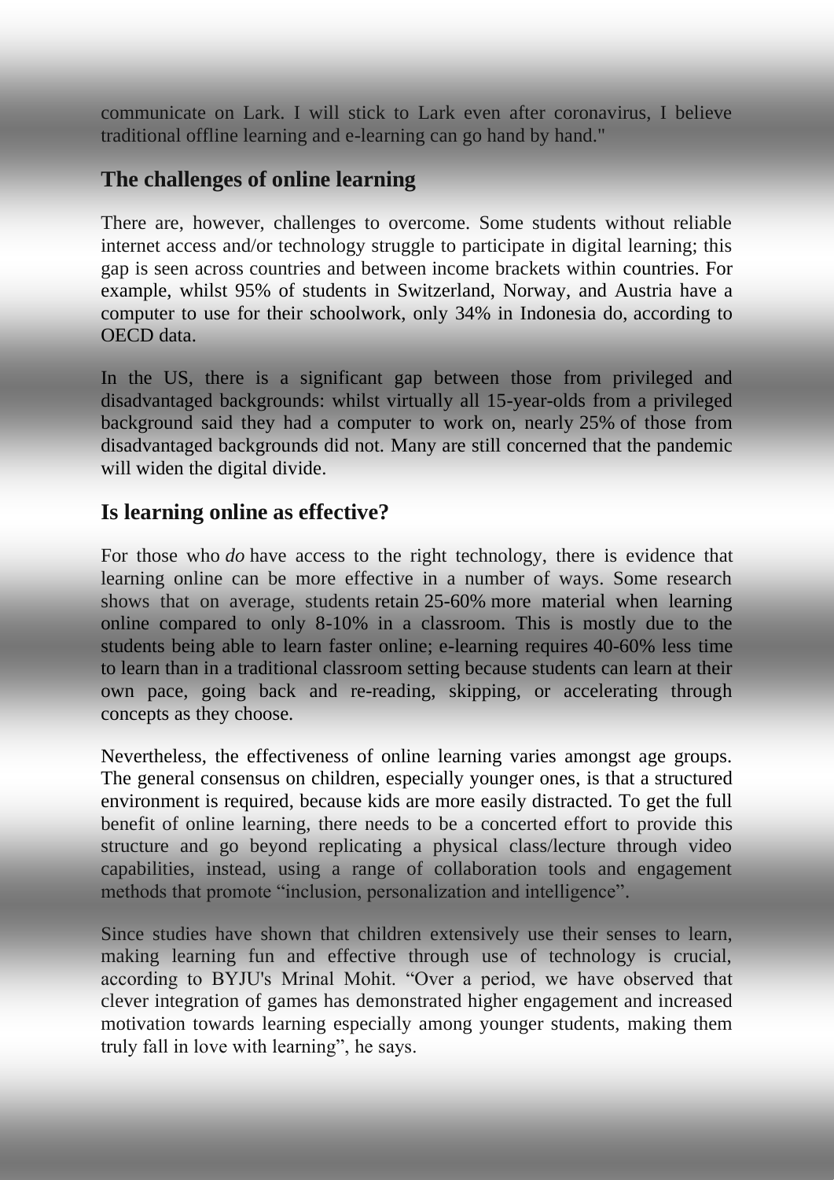communicate on Lark. I will stick to Lark even after coronavirus, I believe traditional offline learning and e-learning can go hand by hand."

## The challenges of online learning

There are, however, challenges to overcome. Some students without reliable internet access and/or technology struggle to participate in digital learning; this gap is seen across countries and between income brackets within countries. For example, whilst 95% of students in Switzerland, Norway, and Austria have a computer to use for their schoolwork, only 34% in Indonesia do, according to OECD data.

In the US, there is a significant gap between those from privileged and disadvantaged backgrounds: whilst virtually all 15-year-olds from a privileged background said they had a computer to work on, nearly 25% of those from disadvantaged backgrounds did not. Many are still concerned that the pandemic will widen the digital divide.

## Is learning online as effective?

For those who *do* have access to the right technology, there is evidence that learning online can be more effective in a number of ways. Some research shows that on average, students retain 25-60% more material when learning online compared to only 8-10% in a classroom. This is mostly due to the students being able to learn faster online; e-learning requires 40-60% less time to learn than in a traditional classroom setting because students can learn at their own pace, going back and re-reading, skipping, or accelerating through concepts as they choose.

Nevertheless, the effectiveness of online learning varies amongst age groups. The general consensus on children, especially younger ones, is that a structured environment is required, because kids are more easily distracted. To get the full benefit of online learning, there needs to be a concerted effort to provide this structure and go beyond replicating a physical class/lecture through video capabilities, instead, using a range of collaboration tools and engagement methods that promote "inclusion, personalization and intelligence".

Since studies have shown that children extensively use their senses to learn, making learning fun and effective through use of technology is crucial, according to BYJU's Mrinal Mohit. "Over a period, we have observed that clever integration of games has demonstrated higher engagement and increased motivation towards learning especially among younger students, making them truly fall in love with learning", he says.